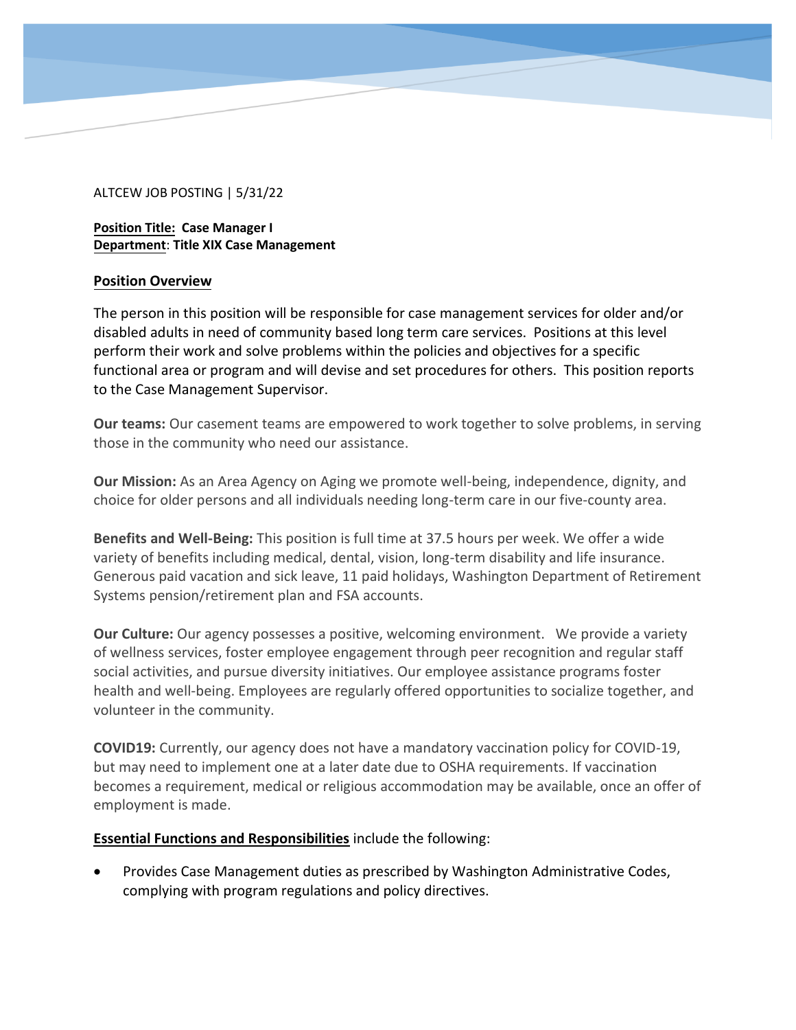ALTCEW JOB POSTING | 5/31/22

**Position Title: Case Manager I**
**Department: Title XIX Case Management**

## Position Overview

The person in this position will be responsible for case management services for older and/or disabled adults in need of community based long term care services. Positions at this level perform their work and solve problems within the policies and objectives for a specific functional area or program and will devise and set procedures for others. This position reports to the Case Management Supervisor.

**Our teams:** Our casement teams are empowered to work together to solve problems, in serving those in the community who need our assistance.

**Our Mission:** As an Area Agency on Aging we promote well-being, independence, dignity, and choice for older persons and all individuals needing long-term care in our five-county area.

**Benefits and Well-Being:** This position is full time at 37.5 hours per week. We offer a wide variety of benefits including medical, dental, vision, long-term disability and life insurance. Generous paid vacation and sick leave, 11 paid holidays, Washington Department of Retirement Systems pension/retirement plan and FSA accounts.

**Our Culture:** Our agency possesses a positive, welcoming environment. We provide a variety of wellness services, foster employee engagement through peer recognition and regular staff social activities, and pursue diversity initiatives. Our employee assistance programs foster health and well-being. Employees are regularly offered opportunities to socialize together, and volunteer in the community.

**COVID19:** Currently, our agency does not have a mandatory vaccination policy for COVID-19, but may need to implement one at a later date due to OSHA requirements. If vaccination becomes a requirement, medical or religious accommodation may be available, once an offer of employment is made.

**Essential Functions and Responsibilities** include the following:

- Provides Case Management duties as prescribed by Washington Administrative Codes, complying with program regulations and policy directives.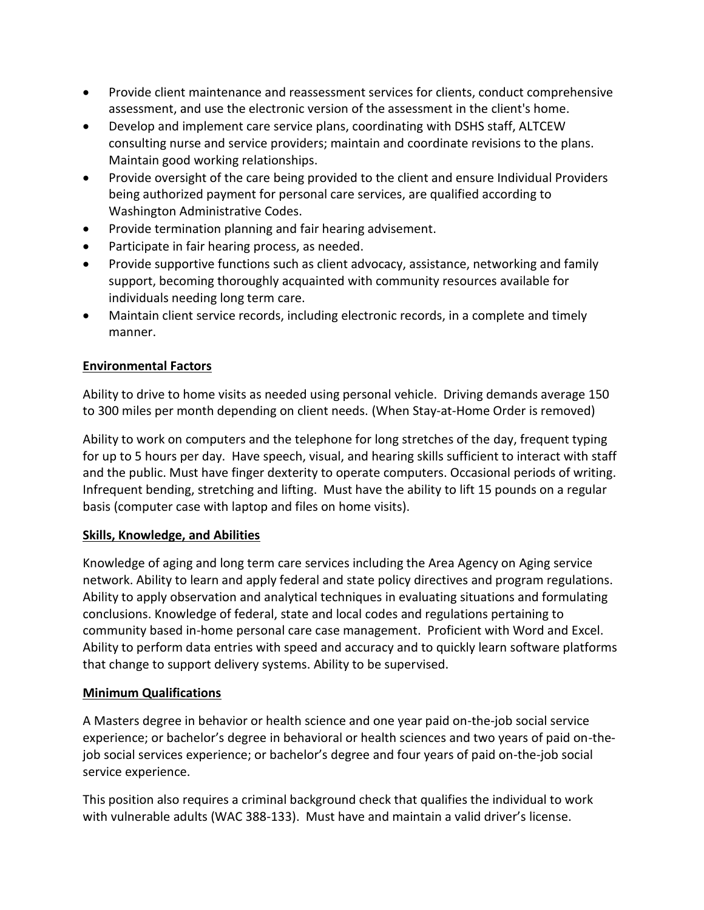- Provide client maintenance and reassessment services for clients, conduct comprehensive assessment, and use the electronic version of the assessment in the client's home.
- Develop and implement care service plans, coordinating with DSHS staff, ALTCEW consulting nurse and service providers; maintain and coordinate revisions to the plans. Maintain good working relationships.
- Provide oversight of the care being provided to the client and ensure Individual Providers being authorized payment for personal care services, are qualified according to Washington Administrative Codes.
- Provide termination planning and fair hearing advisement.
- Participate in fair hearing process, as needed.
- Provide supportive functions such as client advocacy, assistance, networking and family support, becoming thoroughly acquainted with community resources available for individuals needing long term care.
- Maintain client service records, including electronic records, in a complete and timely manner.

**Environmental Factors**

Ability to drive to home visits as needed using personal vehicle. Driving demands average 150 to 300 miles per month depending on client needs. (When Stay-at-Home Order is removed)

Ability to work on computers and the telephone for long stretches of the day, frequent typing for up to 5 hours per day. Have speech, visual, and hearing skills sufficient to interact with staff and the public. Must have finger dexterity to operate computers. Occasional periods of writing. Infrequent bending, stretching and lifting. Must have the ability to lift 15 pounds on a regular basis (computer case with laptop and files on home visits).

**Skills, Knowledge, and Abilities**

Knowledge of aging and long term care services including the Area Agency on Aging service network. Ability to learn and apply federal and state policy directives and program regulations. Ability to apply observation and analytical techniques in evaluating situations and formulating conclusions. Knowledge of federal, state and local codes and regulations pertaining to community based in-home personal care case management. Proficient with Word and Excel. Ability to perform data entries with speed and accuracy and to quickly learn software platforms that change to support delivery systems. Ability to be supervised.

**Minimum Qualifications**

A Masters degree in behavior or health science and one year paid on-the-job social service experience; or bachelor's degree in behavioral or health sciences and two years of paid on-the-job social services experience; or bachelor's degree and four years of paid on-the-job social service experience.

This position also requires a criminal background check that qualifies the individual to work with vulnerable adults (WAC 388-133). Must have and maintain a valid driver's license.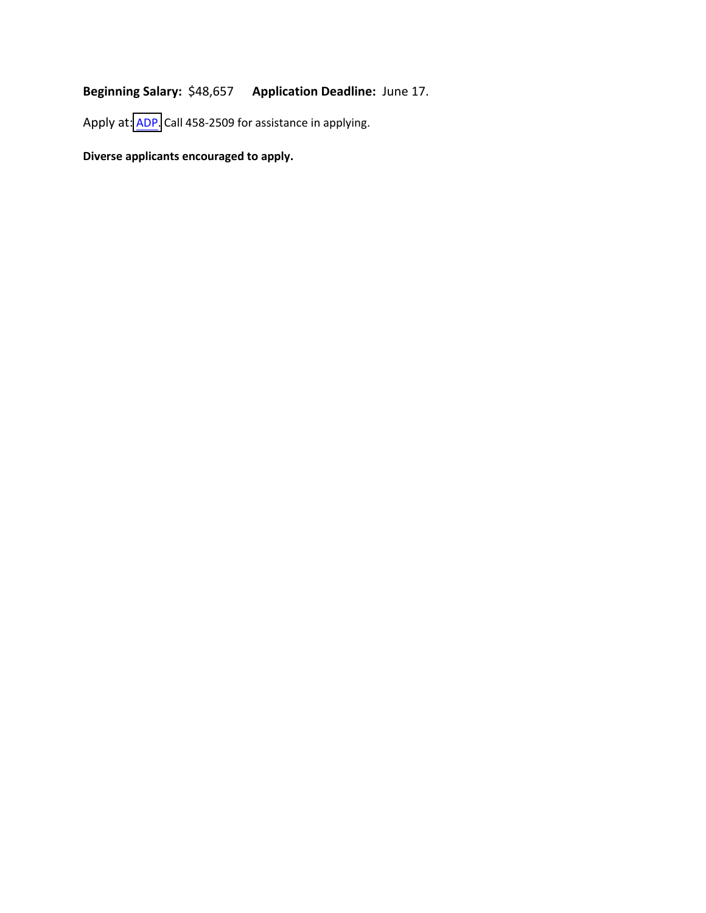**Beginning Salary:** $48,657 **Application Deadline:** June 17.

Apply at: ADP. Call 458-2509 for assistance in applying.

**Diverse applicants encouraged to apply.**